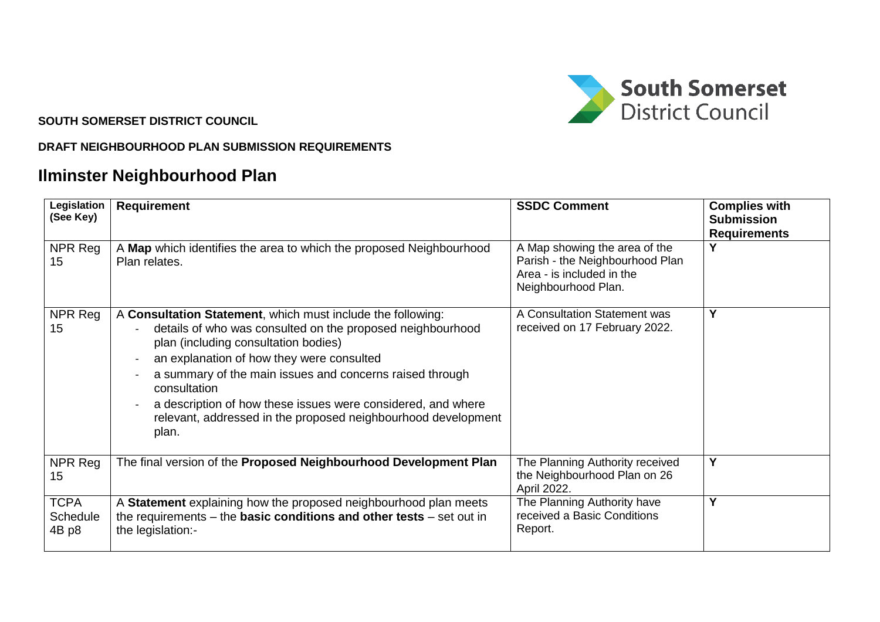**SOUTH SOMERSET DISTRICT COUNCIL**

**DRAFT NEIGHBOURHOOD PLAN SUBMISSION REQUIREMENTS**

# Ilminster Neighbourhood Plan

| Legislation (See Key) | Requirement | SSDC Comment | Complies with Submission Requirements |
|---|---|---|---|
| NPR Reg 15 | A **Map** which identifies the area to which the proposed Neighbourhood Plan relates. | A Map showing the area of the Parish - the Neighbourhood Plan Area - is included in the Neighbourhood Plan. | Y |
| NPR Reg 15 | A **Consultation Statement**, which must include the following:<br>- details of who was consulted on the proposed neighbourhood plan (including consultation bodies)<br>- an explanation of how they were consulted<br>- a summary of the main issues and concerns raised through consultation<br>- a description of how these issues were considered, and where relevant, addressed in the proposed neighbourhood development plan. | A Consultation Statement was received on 17 February 2022. | Y |
| NPR Reg 15 | The final version of the **Proposed Neighbourhood Development Plan** | The Planning Authority received the Neighbourhood Plan on 26 April 2022. | Y |
| TCPA Schedule 4B p8 | A **Statement** explaining how the proposed neighbourhood plan meets the requirements – the **basic conditions and other tests** – set out in the legislation:- | The Planning Authority have received a Basic Conditions Report. | Y |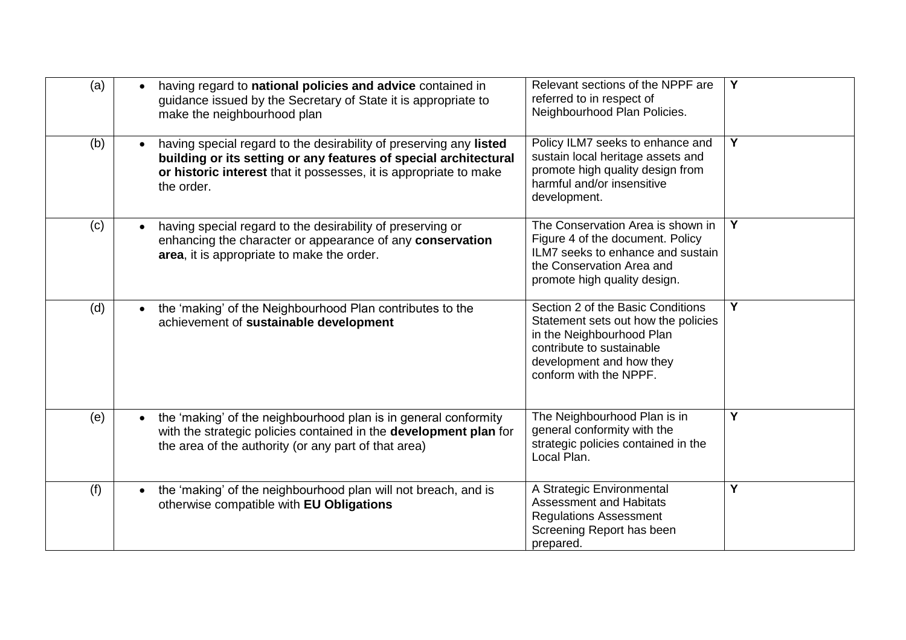| | | | |
|---|---|---|---|
| (a) | • having regard to **national policies and advice** contained in guidance issued by the Secretary of State it is appropriate to make the neighbourhood plan | Relevant sections of the NPPF are referred to in respect of Neighbourhood Plan Policies. | **Y** |
| (b) | • having special regard to the desirability of preserving any **listed building or its setting or any features of special architectural or historic interest** that it possesses, it is appropriate to make the order. | Policy ILM7 seeks to enhance and sustain local heritage assets and promote high quality design from harmful and/or insensitive development. | **Y** |
| (c) | • having special regard to the desirability of preserving or enhancing the character or appearance of any **conservation area**, it is appropriate to make the order. | The Conservation Area is shown in Figure 4 of the document. Policy ILM7 seeks to enhance and sustain the Conservation Area and promote high quality design. | **Y** |
| (d) | • the 'making' of the Neighbourhood Plan contributes to the achievement of **sustainable development** | Section 2 of the Basic Conditions Statement sets out how the policies in the Neighbourhood Plan contribute to sustainable development and how they conform with the NPPF. | **Y** |
| (e) | • the 'making' of the neighbourhood plan is in general conformity with the strategic policies contained in the **development plan** for the area of the authority (or any part of that area) | The Neighbourhood Plan is in general conformity with the strategic policies contained in the Local Plan. | **Y** |
| (f) | • the 'making' of the neighbourhood plan will not breach, and is otherwise compatible with **EU Obligations** | A Strategic Environmental Assessment and Habitats Regulations Assessment Screening Report has been prepared. | **Y** |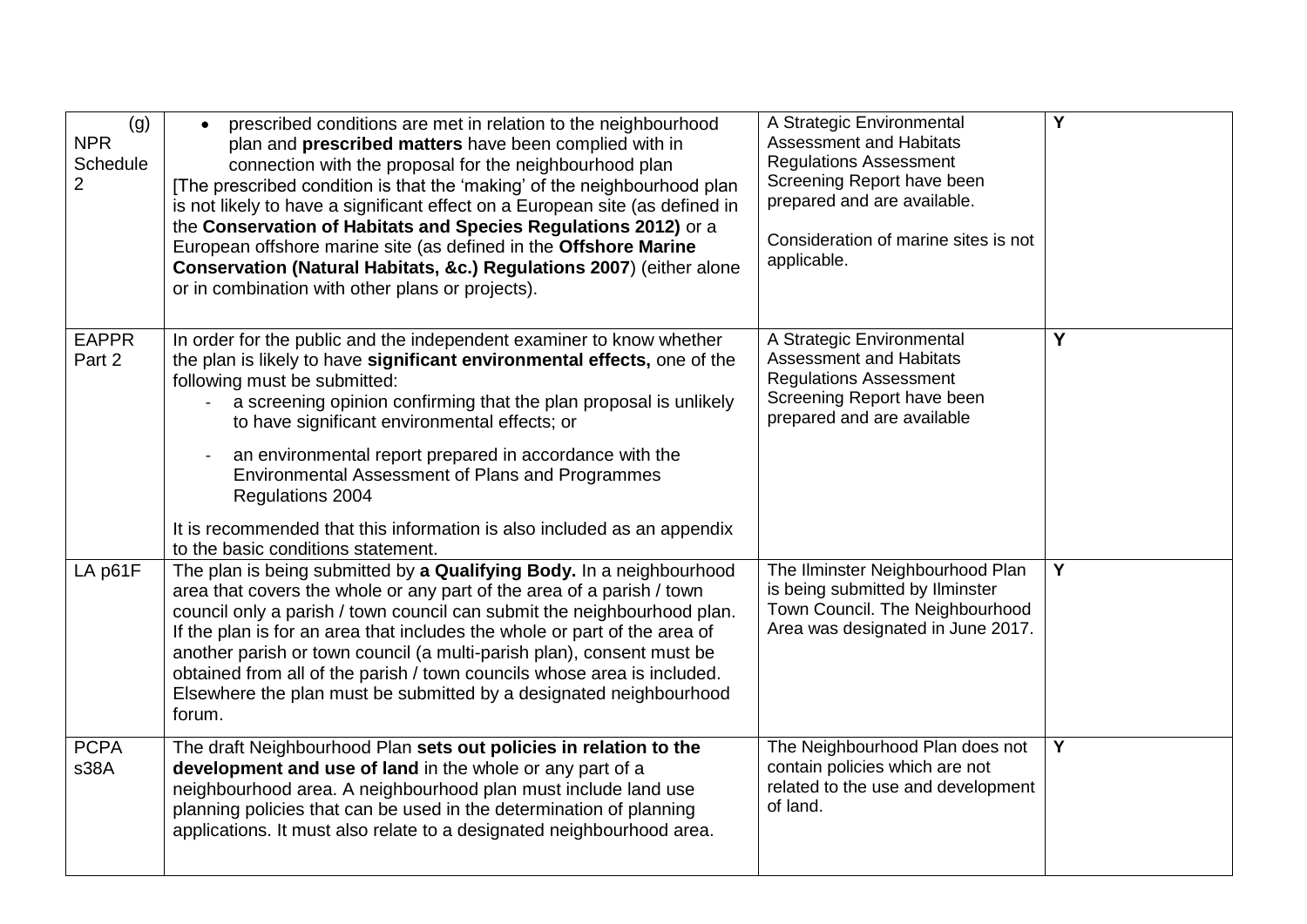| | | | |
|---|---|---|---|
| (g) NPR Schedule 2 | • prescribed conditions are met in relation to the neighbourhood plan and **prescribed matters** have been complied with in connection with the proposal for the neighbourhood plan [The prescribed condition is that the 'making' of the neighbourhood plan is not likely to have a significant effect on a European site (as defined in the **Conservation of Habitats and Species Regulations 2012)** or a European offshore marine site (as defined in the **Offshore Marine Conservation (Natural Habitats, &c.) Regulations 2007**) (either alone or in combination with other plans or projects). | A Strategic Environmental Assessment and Habitats Regulations Assessment Screening Report have been prepared and are available.<br><br>Consideration of marine sites is not applicable. | **Y** |
| EAPPR Part 2 | In order for the public and the independent examiner to know whether the plan is likely to have **significant environmental effects,** one of the following must be submitted:<br>- a screening opinion confirming that the plan proposal is unlikely to have significant environmental effects; or<br>- an environmental report prepared in accordance with the Environmental Assessment of Plans and Programmes Regulations 2004<br><br>It is recommended that this information is also included as an appendix to the basic conditions statement. | A Strategic Environmental Assessment and Habitats Regulations Assessment Screening Report have been prepared and are available | **Y** |
| LA p61F | The plan is being submitted by **a Qualifying Body.** In a neighbourhood area that covers the whole or any part of the area of a parish / town council only a parish / town council can submit the neighbourhood plan. If the plan is for an area that includes the whole or part of the area of another parish or town council (a multi-parish plan), consent must be obtained from all of the parish / town councils whose area is included. Elsewhere the plan must be submitted by a designated neighbourhood forum. | The Ilminster Neighbourhood Plan is being submitted by Ilminster Town Council. The Neighbourhood Area was designated in June 2017. | **Y** |
| PCPA s38A | The draft Neighbourhood Plan **sets out policies in relation to the development and use of land** in the whole or any part of a neighbourhood area. A neighbourhood plan must include land use planning policies that can be used in the determination of planning applications. It must also relate to a designated neighbourhood area. | The Neighbourhood Plan does not contain policies which are not related to the use and development of land. | **Y** |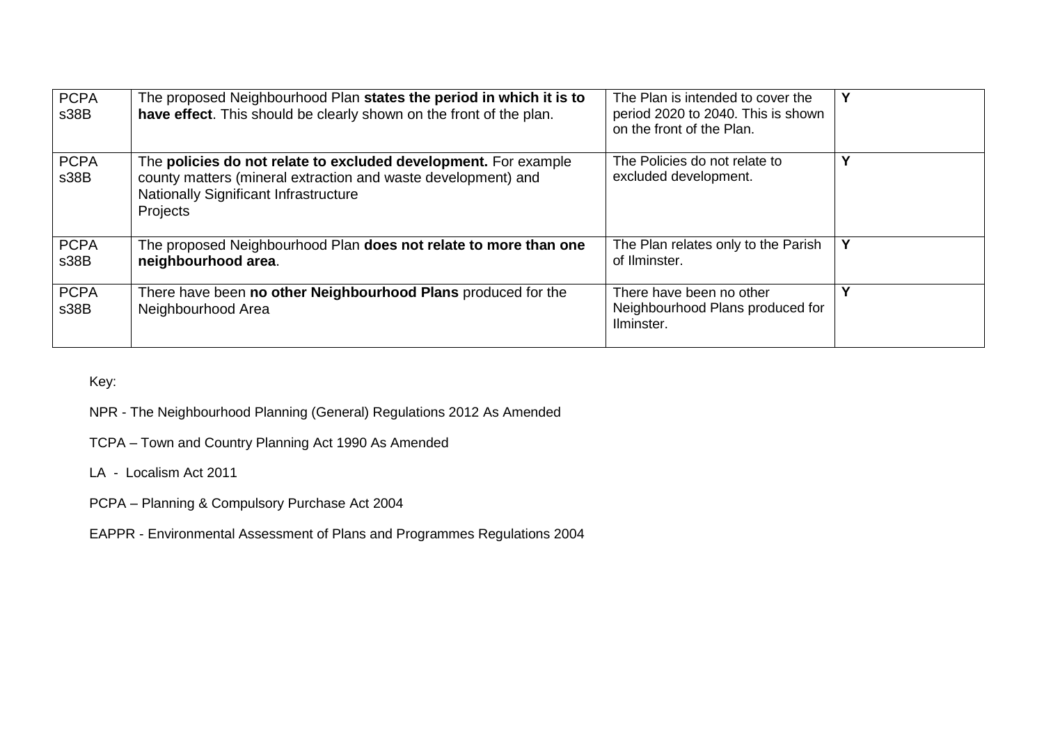| | | | |
|---|---|---|---|
| PCPA s38B | The proposed Neighbourhood Plan **states the period in which it is to have effect**. This should be clearly shown on the front of the plan. | The Plan is intended to cover the period 2020 to 2040. This is shown on the front of the Plan. | Y |
| PCPA s38B | The **policies do not relate to excluded development.** For example county matters (mineral extraction and waste development) and Nationally Significant Infrastructure Projects | The Policies do not relate to excluded development. | Y |
| PCPA s38B | The proposed Neighbourhood Plan **does not relate to more than one neighbourhood area**. | The Plan relates only to the Parish of Ilminster. | Y |
| PCPA s38B | There have been **no other Neighbourhood Plans** produced for the Neighbourhood Area | There have been no other Neighbourhood Plans produced for Ilminster. | Y |

Key:

NPR - The Neighbourhood Planning (General) Regulations 2012 As Amended

TCPA – Town and Country Planning Act 1990 As Amended

LA - Localism Act 2011

PCPA – Planning & Compulsory Purchase Act 2004

EAPPR - Environmental Assessment of Plans and Programmes Regulations 2004